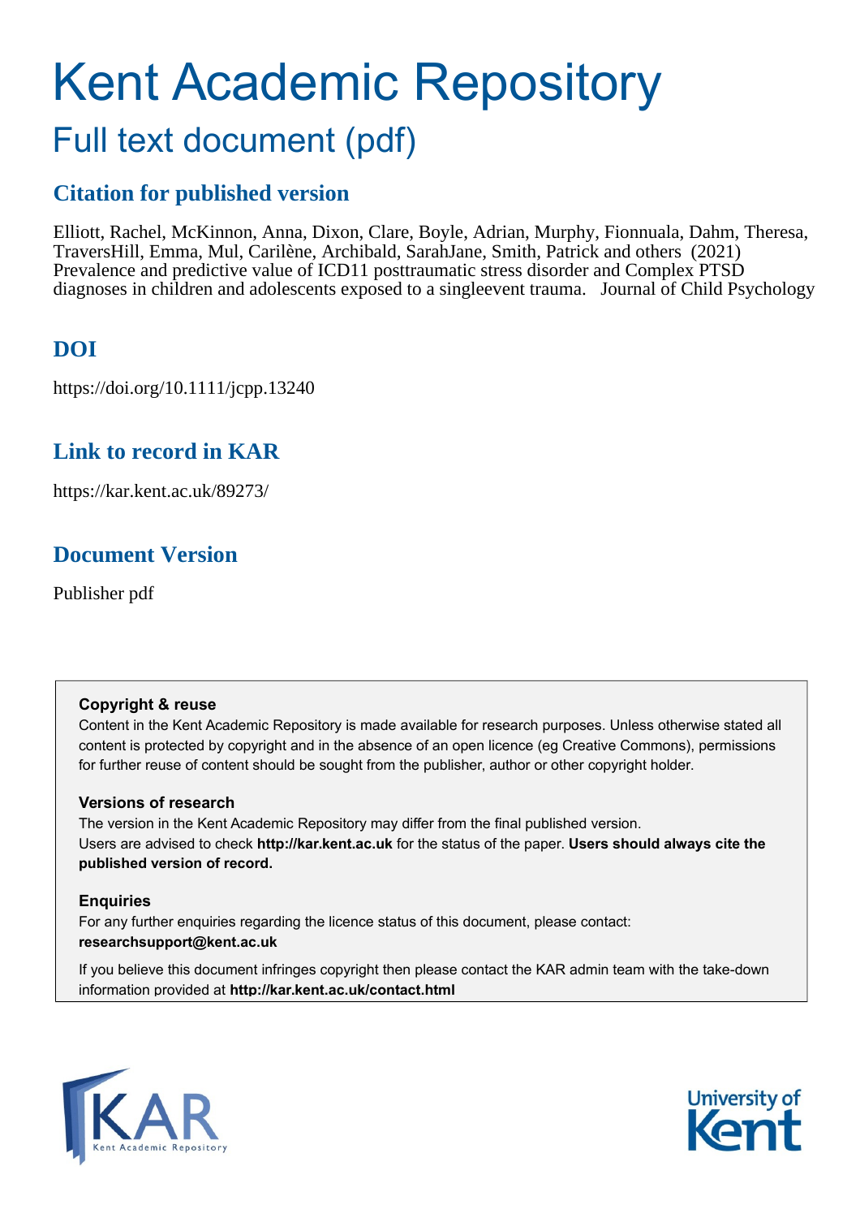# Kent Academic Repository

## Full text document (pdf)

### Citation for published version

Elliott, Rachel, McKinnon, Anna, Dixon, Clare, Boyle, Adrian, Murphy, Fionnuala, Dahm, Theresa, TraversHill, Emma, Mul, Carilène, Archibald, SarahJane, Smith, Patrick and others (2021) Prevalence and predictive value of ICD11 posttraumatic stress disorder and Complex PTSD diagnoses in children and adolescents exposed to a singleevent trauma. Journal of Child Psychology

### DOI

https://doi.org/10.1111/jcpp.13240

### Link to record in KAR

https://kar.kent.ac.uk/89273/

### Document Version

Publisher pdf

**Copyright & reuse**

Content in the Kent Academic Repository is made available for research purposes. Unless otherwise stated all content is protected by copyright and in the absence of an open licence (eg Creative Commons), permissions for further reuse of content should be sought from the publisher, author or other copyright holder.

**Versions of research**

The version in the Kent Academic Repository may differ from the final published version. Users are advised to check **http://kar.kent.ac.uk** for the status of the paper. **Users should always cite the published version of record.**

**Enquiries**

For any further enquiries regarding the licence status of this document, please contact: **researchsupport@kent.ac.uk**

If you believe this document infringes copyright then please contact the KAR admin team with the take-down information provided at **http://kar.kent.ac.uk/contact.html**

KAR Kent Academic Repository

University of Kent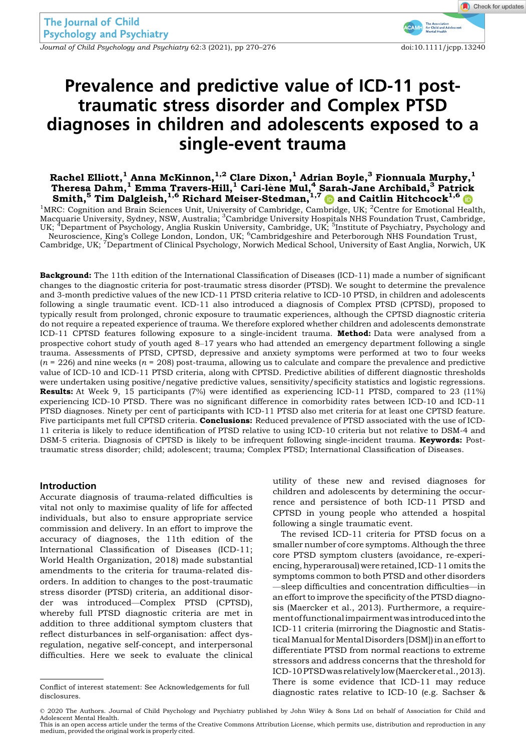# Prevalence and predictive value of ICD-11 post-traumatic stress disorder and Complex PTSD diagnoses in children and adolescents exposed to a single-event trauma

**Rachel Elliott,[1] Anna McKinnon,[1,2] Clare Dixon,[1] Adrian Boyle,[3] Fionnuala Murphy,[1] Theresa Dahm,[1] Emma Travers-Hill,[1] Cari-lène Mul,[4] Sarah-Jane Archibald,[3] Patrick Smith,[5] Tim Dalgleish,[1,6] Richard Meiser-Stedman,[1,7] and Caitlin Hitchcock[1,6]**

[1]MRC: Cognition and Brain Sciences Unit, University of Cambridge, Cambridge, UK; [2]Centre for Emotional Health, Macquarie University, Sydney, NSW, Australia; [3]Cambridge University Hospitals NHS Foundation Trust, Cambridge, UK; [4]Department of Psychology, Anglia Ruskin University, Cambridge, UK; [5]Institute of Psychiatry, Psychology and Neuroscience, King's College London, London, UK; [6]Cambridgeshire and Peterborough NHS Foundation Trust, Cambridge, UK; [7]Department of Clinical Psychology, Norwich Medical School, University of East Anglia, Norwich, UK

**Background:** The 11th edition of the International Classification of Diseases (ICD-11) made a number of significant changes to the diagnostic criteria for post-traumatic stress disorder (PTSD). We sought to determine the prevalence and 3-month predictive values of the new ICD-11 PTSD criteria relative to ICD-10 PTSD, in children and adolescents following a single traumatic event. ICD-11 also introduced a diagnosis of Complex PTSD (CPTSD), proposed to typically result from prolonged, chronic exposure to traumatic experiences, although the CPTSD diagnostic criteria do not require a repeated experience of trauma. We therefore explored whether children and adolescents demonstrate ICD-11 CPTSD features following exposure to a single-incident trauma. **Method:** Data were analysed from a prospective cohort study of youth aged 8–17 years who had attended an emergency department following a single trauma. Assessments of PTSD, CPTSD, depressive and anxiety symptoms were performed at two to four weeks ($n$ = 226) and nine weeks ($n$ = 208) post-trauma, allowing us to calculate and compare the prevalence and predictive value of ICD-10 and ICD-11 PTSD criteria, along with CPTSD. Predictive abilities of different diagnostic thresholds were undertaken using positive/negative predictive values, sensitivity/specificity statistics and logistic regressions. **Results:** At Week 9, 15 participants (7%) were identified as experiencing ICD-11 PTSD, compared to 23 (11%) experiencing ICD-10 PTSD. There was no significant difference in comorbidity rates between ICD-10 and ICD-11 PTSD diagnoses. Ninety per cent of participants with ICD-11 PTSD also met criteria for at least one CPTSD feature. Five participants met full CPTSD criteria. **Conclusions:** Reduced prevalence of PTSD associated with the use of ICD-11 criteria is likely to reduce identification of PTSD relative to using ICD-10 criteria but not relative to DSM-4 and DSM-5 criteria. Diagnosis of CPTSD is likely to be infrequent following single-incident trauma. **Keywords:** Post-traumatic stress disorder; child; adolescent; trauma; Complex PTSD; International Classification of Diseases.

## Introduction

Accurate diagnosis of trauma-related difficulties is vital not only to maximise quality of life for affected individuals, but also to ensure appropriate service commission and delivery. In an effort to improve the accuracy of diagnoses, the 11th edition of the International Classification of Diseases (ICD-11; World Health Organization, 2018) made substantial amendments to the criteria for trauma-related disorders. In addition to changes to the post-traumatic stress disorder (PTSD) criteria, an additional disorder was introduced—Complex PTSD (CPTSD), whereby full PTSD diagnostic criteria are met in addition to three additional symptom clusters that reflect disturbances in self-organisation: affect dysregulation, negative self-concept, and interpersonal difficulties. Here we seek to evaluate the clinical utility of these new and revised diagnoses for children and adolescents by determining the occurrence and persistence of both ICD-11 PTSD and CPTSD in young people who attended a hospital following a single traumatic event.

The revised ICD-11 criteria for PTSD focus on a smaller number of core symptoms. Although the three core PTSD symptom clusters (avoidance, re-experiencing, hyperarousal) were retained, ICD-11 omits the symptoms common to both PTSD and other disorders—sleep difficulties and concentration difficulties—in an effort to improve the specificity of the PTSD diagnosis (Maercker et al., 2013). Furthermore, a requirement of functional impairment was introduced into the ICD-11 criteria (mirroring the Diagnostic and Statistical Manual for Mental Disorders [DSM]) in an effort to differentiate PTSD from normal reactions to extreme stressors and address concerns that the threshold for ICD-10 PTSD was relatively low (Maercker et al., 2013). There is some evidence that ICD-11 may reduce diagnostic rates relative to ICD-10 (e.g. Sachser &

Conflict of interest statement: See Acknowledgements for full disclosures.

© 2020 The Authors. Journal of Child Psychology and Psychiatry published by John Wiley & Sons Ltd on behalf of Association for Child and Adolescent Mental Health.
This is an open access article under the terms of the Creative Commons Attribution License, which permits use, distribution and reproduction in any medium, provided the original work is properly cited.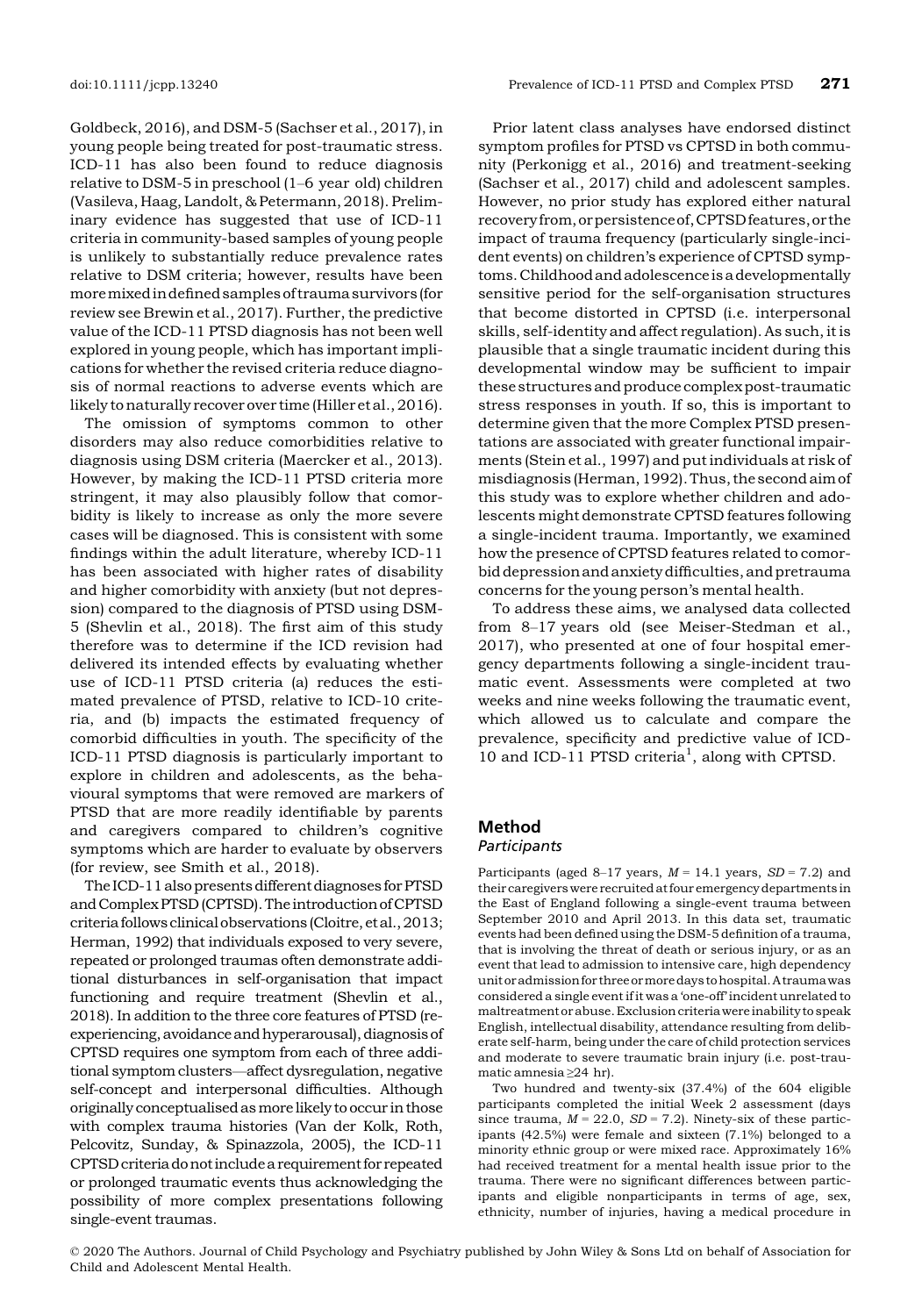Goldbeck, 2016), and DSM-5 (Sachser et al., 2017), in young people being treated for post-traumatic stress. ICD-11 has also been found to reduce diagnosis relative to DSM-5 in preschool (1–6 year old) children (Vasileva, Haag, Landolt, & Petermann, 2018). Preliminary evidence has suggested that use of ICD-11 criteria in community-based samples of young people is unlikely to substantially reduce prevalence rates relative to DSM criteria; however, results have been more mixed in defined samples of trauma survivors (for review see Brewin et al., 2017). Further, the predictive value of the ICD-11 PTSD diagnosis has not been well explored in young people, which has important implications for whether the revised criteria reduce diagnosis of normal reactions to adverse events which are likely to naturally recover over time (Hiller et al., 2016).

The omission of symptoms common to other disorders may also reduce comorbidities relative to diagnosis using DSM criteria (Maercker et al., 2013). However, by making the ICD-11 PTSD criteria more stringent, it may also plausibly follow that comorbidity is likely to increase as only the more severe cases will be diagnosed. This is consistent with some findings within the adult literature, whereby ICD-11 has been associated with higher rates of disability and higher comorbidity with anxiety (but not depression) compared to the diagnosis of PTSD using DSM-5 (Shevlin et al., 2018). The first aim of this study therefore was to determine if the ICD revision had delivered its intended effects by evaluating whether use of ICD-11 PTSD criteria (a) reduces the estimated prevalence of PTSD, relative to ICD-10 criteria, and (b) impacts the estimated frequency of comorbid difficulties in youth. The specificity of the ICD-11 PTSD diagnosis is particularly important to explore in children and adolescents, as the behavioural symptoms that were removed are markers of PTSD that are more readily identifiable by parents and caregivers compared to children's cognitive symptoms which are harder to evaluate by observers (for review, see Smith et al., 2018).

The ICD-11 also presents different diagnoses for PTSD and Complex PTSD (CPTSD). The introduction of CPTSD criteria follows clinical observations (Cloitre, et al., 2013; Herman, 1992) that individuals exposed to very severe, repeated or prolonged traumas often demonstrate additional disturbances in self-organisation that impact functioning and require treatment (Shevlin et al., 2018). In addition to the three core features of PTSD (re-experiencing, avoidance and hyperarousal), diagnosis of CPTSD requires one symptom from each of three additional symptom clusters—affect dysregulation, negative self-concept and interpersonal difficulties. Although originally conceptualised as more likely to occur in those with complex trauma histories (Van der Kolk, Roth, Pelcovitz, Sunday, & Spinazzola, 2005), the ICD-11 CPTSD criteria do not include a requirement for repeated or prolonged traumatic events thus acknowledging the possibility of more complex presentations following single-event traumas.

Prior latent class analyses have endorsed distinct symptom profiles for PTSD vs CPTSD in both community (Perkonigg et al., 2016) and treatment-seeking (Sachser et al., 2017) child and adolescent samples. However, no prior study has explored either natural recovery from, or persistence of, CPTSD features, or the impact of trauma frequency (particularly single-incident events) on children's experience of CPTSD symptoms. Childhood and adolescence is a developmentally sensitive period for the self-organisation structures that become distorted in CPTSD (i.e. interpersonal skills, self-identity and affect regulation). As such, it is plausible that a single traumatic incident during this developmental window may be sufficient to impair these structures and produce complex post-traumatic stress responses in youth. If so, this is important to determine given that the more Complex PTSD presentations are associated with greater functional impairments (Stein et al., 1997) and put individuals at risk of misdiagnosis (Herman, 1992). Thus, the second aim of this study was to explore whether children and adolescents might demonstrate CPTSD features following a single-incident trauma. Importantly, we examined how the presence of CPTSD features related to comorbid depression and anxiety difficulties, and pretrauma concerns for the young person's mental health.

To address these aims, we analysed data collected from 8–17 years old (see Meiser-Stedman et al., 2017), who presented at one of four hospital emergency departments following a single-incident traumatic event. Assessments were completed at two weeks and nine weeks following the traumatic event, which allowed us to calculate and compare the prevalence, specificity and predictive value of ICD-10 and ICD-11 PTSD criteria[1], along with CPTSD.

## Method

### Participants

Participants (aged 8–17 years, $M = 14.1$ years, $SD = 7.2$) and their caregivers were recruited at four emergency departments in the East of England following a single-event trauma between September 2010 and April 2013. In this data set, traumatic events had been defined using the DSM-5 definition of a trauma, that is involving the threat of death or serious injury, or as an event that lead to admission to intensive care, high dependency unit or admission for three or more days to hospital. A trauma was considered a single event if it was a 'one-off' incident unrelated to maltreatment or abuse. Exclusion criteria were inability to speak English, intellectual disability, attendance resulting from deliberate self-harm, being under the care of child protection services and moderate to severe traumatic brain injury (i.e. post-traumatic amnesia ≥24 hr).

Two hundred and twenty-six (37.4%) of the 604 eligible participants completed the initial Week 2 assessment (days since trauma, $M = 22.0$, $SD = 7.2$). Ninety-six of these participants (42.5%) were female and sixteen (7.1%) belonged to a minority ethnic group or were mixed race. Approximately 16% had received treatment for a mental health issue prior to the trauma. There were no significant differences between participants and eligible nonparticipants in terms of age, sex, ethnicity, number of injuries, having a medical procedure in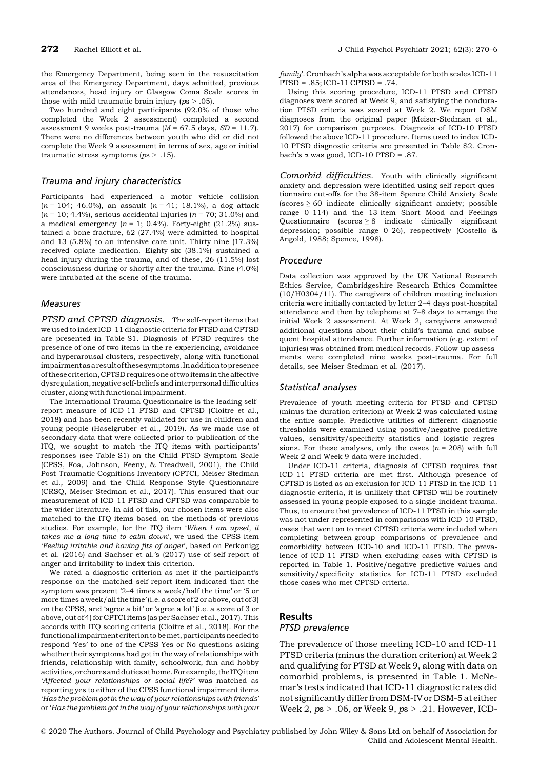the Emergency Department, being seen in the resuscitation area of the Emergency Department, days admitted, previous attendances, head injury or Glasgow Coma Scale scores in those with mild traumatic brain injury ($ps > .05$).

Two hundred and eight participants (92.0% of those who completed the Week 2 assessment) completed a second assessment 9 weeks post-trauma ($M = 67.5$ days, $SD = 11.7$). There were no differences between youth who did or did not complete the Week 9 assessment in terms of sex, age or initial traumatic stress symptoms ($ps > .15$).

### Trauma and injury characteristics

Participants had experienced a motor vehicle collision ($n = 104$; 46.0%), an assault ($n = 41$; 18.1%), a dog attack ($n = 10$; 4.4%), serious accidental injuries ($n = 70$; 31.0%) and a medical emergency ($n = 1$; 0.4%). Forty-eight (21.2%) sustained a bone fracture, 62 (27.4%) were admitted to hospital and 13 (5.8%) to an intensive care unit. Thirty-nine (17.3%) received opiate medication. Eighty-six (38.1%) sustained a head injury during the trauma, and of these, 26 (11.5%) lost consciousness during or shortly after the trauma. Nine (4.0%) were intubated at the scene of the trauma.

### Measures

*PTSD and CPTSD diagnosis.* The self-report items that we used to index ICD-11 diagnostic criteria for PTSD and CPTSD are presented in Table S1. Diagnosis of PTSD requires the presence of one of two items in the re-experiencing, avoidance and hyperarousal clusters, respectively, along with functional impairment as a result of these symptoms. In addition to presence of these criterion, CPTSD requires one of two items in the affective dysregulation, negative self-beliefs and interpersonal difficulties cluster, along with functional impairment.

The International Trauma Questionnaire is the leading self-report measure of ICD-11 PTSD and CPTSD (Cloitre et al., 2018) and has been recently validated for use in children and young people (Haselgruber et al., 2019). As we made use of secondary data that were collected prior to publication of the ITQ, we sought to match the ITQ items with participants' responses (see Table S1) on the Child PTSD Symptom Scale (CPSS, Foa, Johnson, Feeny, & Treadwell, 2001), the Child Post-Traumatic Cognitions Inventory (CPTCI, Meiser-Stedman et al., 2009) and the Child Response Style Questionnaire (CRSQ, Meiser-Stedman et al., 2017). This ensured that our measurement of ICD-11 PTSD and CPTSD was comparable to the wider literature. In aid of this, our chosen items were also matched to the ITQ items based on the methods of previous studies. For example, for the ITQ item '*When I am upset, it takes me a long time to calm down*', we used the CPSS item '*Feeling irritable and having fits of anger*', based on Perkonigg et al. (2016) and Sachser et al.'s (2017) use of self-report of anger and irritability to index this criterion.

We rated a diagnostic criterion as met if the participant's response on the matched self-report item indicated that the symptom was present '2–4 times a week/half the time' or '5 or more times a week/all the time' (i.e. a score of 2 or above, out of 3) on the CPSS, and 'agree a bit' or 'agree a lot' (i.e. a score of 3 or above, out of 4) for CPTCI items (as per Sachser et al., 2017). This accords with ITQ scoring criteria (Cloitre et al., 2018). For the functional impairment criterion to be met, participants needed to respond 'Yes' to one of the CPSS Yes or No questions asking whether their symptoms had got in the way of relationships with friends, relationship with family, schoolwork, fun and hobby activities, or chores and duties at home. For example, the ITQ item '*Affected your relationships or social life?*' was matched as reporting yes to either of the CPSS functional impairment items '*Has the problem got in the way of your relationships with friends*' or '*Has the problem got in the way of your relationships with your family*'. Cronbach's alpha was acceptable for both scales ICD-11 PTSD = .85; ICD-11 CPTSD = .74.

Using this scoring procedure, ICD-11 PTSD and CPTSD diagnoses were scored at Week 9, and satisfying the nonduration PTSD criteria was scored at Week 2. We report DSM diagnoses from the original paper (Meiser-Stedman et al., 2017) for comparison purposes. Diagnosis of ICD-10 PTSD followed the above ICD-11 procedure. Items used to index ICD-10 PTSD diagnostic criteria are presented in Table S2. Cronbach's $\alpha$ was good, ICD-10 PTSD = .87.

*Comorbid difficulties.* Youth with clinically significant anxiety and depression were identified using self-report questionnaire cut-offs for the 38-item Spence Child Anxiety Scale (scores $\geq 60$ indicate clinically significant anxiety; possible range 0–114) and the 13-item Short Mood and Feelings Questionnaire (scores $\geq 8$ indicate clinically significant depression; possible range 0–26), respectively (Costello & Angold, 1988; Spence, 1998).

### Procedure

Data collection was approved by the UK National Research Ethics Service, Cambridgeshire Research Ethics Committee (10/H0304/11). The caregivers of children meeting inclusion criteria were initially contacted by letter 2–4 days post-hospital attendance and then by telephone at 7–8 days to arrange the initial Week 2 assessment. At Week 2, caregivers answered additional questions about their child's trauma and subsequent hospital attendance. Further information (e.g. extent of injuries) was obtained from medical records. Follow-up assessments were completed nine weeks post-trauma. For full details, see Meiser-Stedman et al. (2017).

### Statistical analyses

Prevalence of youth meeting criteria for PTSD and CPTSD (minus the duration criterion) at Week 2 was calculated using the entire sample. Predictive utilities of different diagnostic thresholds were examined using positive/negative predictive values, sensitivity/specificity statistics and logistic regressions. For these analyses, only the cases ($n = 208$) with full Week 2 and Week 9 data were included.

Under ICD-11 criteria, diagnosis of CPTSD requires that ICD-11 PTSD criteria are met first. Although presence of CPTSD is listed as an exclusion for ICD-11 PTSD in the ICD-11 diagnostic criteria, it is unlikely that CPTSD will be routinely assessed in young people exposed to a single-incident trauma. Thus, to ensure that prevalence of ICD-11 PTSD in this sample was not under-represented in comparisons with ICD-10 PTSD, cases that went on to meet CPTSD criteria were included when completing between-group comparisons of prevalence and comorbidity between ICD-10 and ICD-11 PTSD. The prevalence of ICD-11 PTSD when excluding cases with CPTSD is reported in Table 1. Positive/negative predictive values and sensitivity/specificity statistics for ICD-11 PTSD excluded those cases who met CPTSD criteria.

## Results

### PTSD prevalence

The prevalence of those meeting ICD-10 and ICD-11 PTSD criteria (minus the duration criterion) at Week 2 and qualifying for PTSD at Week 9, along with data on comorbid problems, is presented in Table 1. McNemar's tests indicated that ICD-11 diagnostic rates did not significantly differ from DSM-IV or DSM-5 at either Week 2, $ps > .06$, or Week 9, $ps > .21$. However, ICD-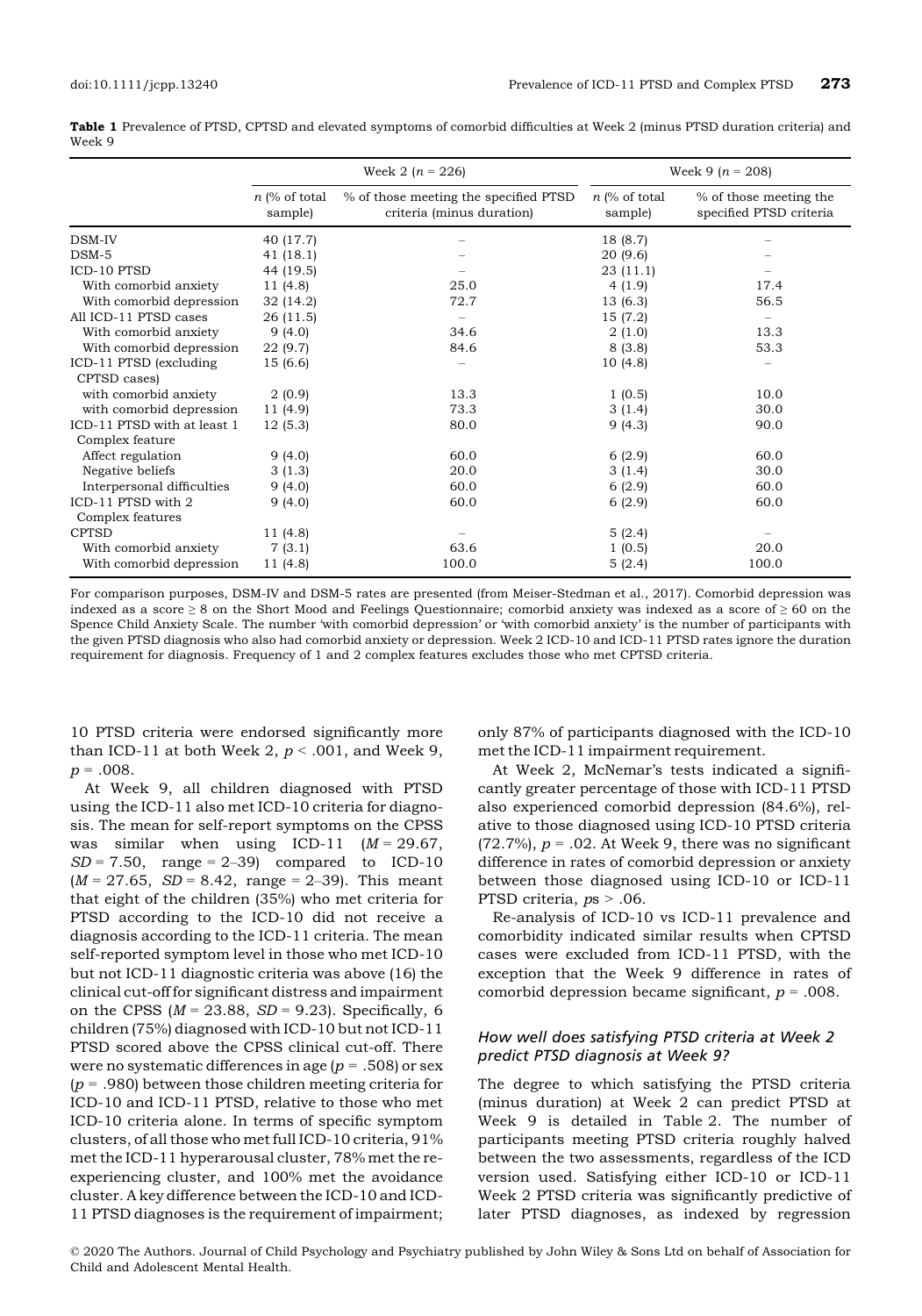**Table 1** Prevalence of PTSD, CPTSD and elevated symptoms of comorbid difficulties at Week 2 (minus PTSD duration criteria) and Week 9

| | Week 2 ($n$ = 226) | | Week 9 ($n$ = 208) | |
|---|---|---|---|---|
| | $n$ (% of total sample) | % of those meeting the specified PTSD criteria (minus duration) | $n$ (% of total sample) | % of those meeting the specified PTSD criteria |
| DSM-IV | 40 (17.7) | – | 18 (8.7) | – |
| DSM-5 | 41 (18.1) | – | 20 (9.6) | – |
| ICD-10 PTSD | 44 (19.5) | – | 23 (11.1) | – |
| With comorbid anxiety | 11 (4.8) | 25.0 | 4 (1.9) | 17.4 |
| With comorbid depression | 32 (14.2) | 72.7 | 13 (6.3) | 56.5 |
| All ICD-11 PTSD cases | 26 (11.5) | – | 15 (7.2) | – |
| With comorbid anxiety | 9 (4.0) | 34.6 | 2 (1.0) | 13.3 |
| With comorbid depression | 22 (9.7) | 84.6 | 8 (3.8) | 53.3 |
| ICD-11 PTSD (excluding CPTSD cases) | 15 (6.6) | – | 10 (4.8) | – |
| with comorbid anxiety | 2 (0.9) | 13.3 | 1 (0.5) | 10.0 |
| with comorbid depression | 11 (4.9) | 73.3 | 3 (1.4) | 30.0 |
| ICD-11 PTSD with at least 1 Complex feature | 12 (5.3) | 80.0 | 9 (4.3) | 90.0 |
| Affect regulation | 9 (4.0) | 60.0 | 6 (2.9) | 60.0 |
| Negative beliefs | 3 (1.3) | 20.0 | 3 (1.4) | 30.0 |
| Interpersonal difficulties | 9 (4.0) | 60.0 | 6 (2.9) | 60.0 |
| ICD-11 PTSD with 2 Complex features | 9 (4.0) | 60.0 | 6 (2.9) | 60.0 |
| CPTSD | 11 (4.8) | – | 5 (2.4) | – |
| With comorbid anxiety | 7 (3.1) | 63.6 | 1 (0.5) | 20.0 |
| With comorbid depression | 11 (4.8) | 100.0 | 5 (2.4) | 100.0 |

For comparison purposes, DSM-IV and DSM-5 rates are presented (from Meiser-Stedman et al., 2017). Comorbid depression was indexed as a score ≥ 8 on the Short Mood and Feelings Questionnaire; comorbid anxiety was indexed as a score of ≥ 60 on the Spence Child Anxiety Scale. The number 'with comorbid depression' or 'with comorbid anxiety' is the number of participants with the given PTSD diagnosis who also had comorbid anxiety or depression. Week 2 ICD-10 and ICD-11 PTSD rates ignore the duration requirement for diagnosis. Frequency of 1 and 2 complex features excludes those who met CPTSD criteria.

10 PTSD criteria were endorsed significantly more than ICD-11 at both Week 2, $p < .001$, and Week 9, $p = .008$.

At Week 9, all children diagnosed with PTSD using the ICD-11 also met ICD-10 criteria for diagnosis. The mean for self-report symptoms on the CPSS was similar when using ICD-11 ($M = 29.67$, $SD = 7.50$, range = 2–39) compared to ICD-10 ($M = 27.65$, $SD = 8.42$, range = 2–39). This meant that eight of the children (35%) who met criteria for PTSD according to the ICD-10 did not receive a diagnosis according to the ICD-11 criteria. The mean self-reported symptom level in those who met ICD-10 but not ICD-11 diagnostic criteria was above (16) the clinical cut-off for significant distress and impairment on the CPSS ($M = 23.88$, $SD = 9.23$). Specifically, 6 children (75%) diagnosed with ICD-10 but not ICD-11 PTSD scored above the CPSS clinical cut-off. There were no systematic differences in age ($p = .508$) or sex ($p = .980$) between those children meeting criteria for ICD-10 and ICD-11 PTSD, relative to those who met ICD-10 criteria alone. In terms of specific symptom clusters, of all those who met full ICD-10 criteria, 91% met the ICD-11 hyperarousal cluster, 78% met the re-experiencing cluster, and 100% met the avoidance cluster. A key difference between the ICD-10 and ICD-11 PTSD diagnoses is the requirement of impairment; only 87% of participants diagnosed with the ICD-10 met the ICD-11 impairment requirement.

At Week 2, McNemar's tests indicated a significantly greater percentage of those with ICD-11 PTSD also experienced comorbid depression (84.6%), relative to those diagnosed using ICD-10 PTSD criteria (72.7%), $p = .02$. At Week 9, there was no significant difference in rates of comorbid depression or anxiety between those diagnosed using ICD-10 or ICD-11 PTSD criteria, $p\text{s} > .06$.

Re-analysis of ICD-10 vs ICD-11 prevalence and comorbidity indicated similar results when CPTSD cases were excluded from ICD-11 PTSD, with the exception that the Week 9 difference in rates of comorbid depression became significant, $p = .008$.

### *How well does satisfying PTSD criteria at Week 2 predict PTSD diagnosis at Week 9?*

The degree to which satisfying the PTSD criteria (minus duration) at Week 2 can predict PTSD at Week 9 is detailed in Table 2. The number of participants meeting PTSD criteria roughly halved between the two assessments, regardless of the ICD version used. Satisfying either ICD-10 or ICD-11 Week 2 PTSD criteria was significantly predictive of later PTSD diagnoses, as indexed by regression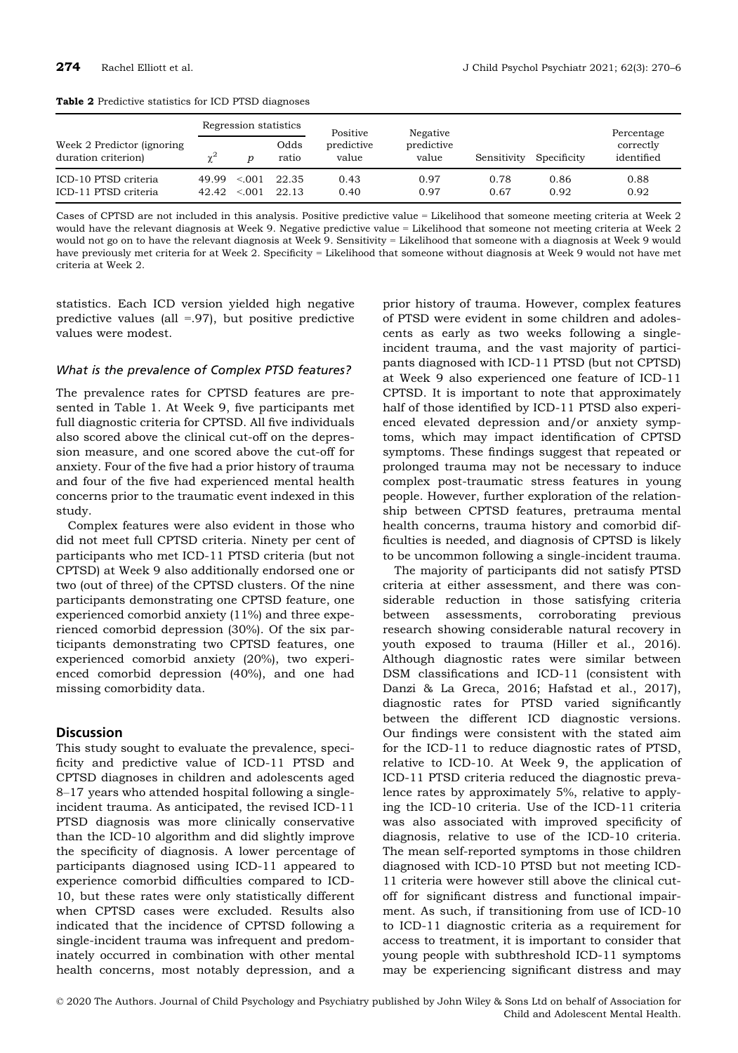**Table 2** Predictive statistics for ICD PTSD diagnoses

| Week 2 Predictor (ignoring duration criterion) | Regression statistics | | | Positive predictive value | Negative predictive value | Sensitivity | Specificity | Percentage correctly identified |
|---|---|---|---|---|---|---|---|---|
| | $\chi^2$ | $p$ | Odds ratio | | | | | |
| ICD-10 PTSD criteria | 49.99 | <.001 | 22.35 | 0.43 | 0.97 | 0.78 | 0.86 | 0.88 |
| ICD-11 PTSD criteria | 42.42 | <.001 | 22.13 | 0.40 | 0.97 | 0.67 | 0.92 | 0.92 |

Cases of CPTSD are not included in this analysis. Positive predictive value = Likelihood that someone meeting criteria at Week 2 would have the relevant diagnosis at Week 9. Negative predictive value = Likelihood that someone not meeting criteria at Week 2 would not go on to have the relevant diagnosis at Week 9. Sensitivity = Likelihood that someone with a diagnosis at Week 9 would have previously met criteria for at Week 2. Specificity = Likelihood that someone without diagnosis at Week 9 would not have met criteria at Week 2.

statistics. Each ICD version yielded high negative predictive values (all =.97), but positive predictive values were modest.

### *What is the prevalence of Complex PTSD features?*

The prevalence rates for CPTSD features are presented in Table 1. At Week 9, five participants met full diagnostic criteria for CPTSD. All five individuals also scored above the clinical cut-off on the depression measure, and one scored above the cut-off for anxiety. Four of the five had a prior history of trauma and four of the five had experienced mental health concerns prior to the traumatic event indexed in this study.

Complex features were also evident in those who did not meet full CPTSD criteria. Ninety per cent of participants who met ICD-11 PTSD criteria (but not CPTSD) at Week 9 also additionally endorsed one or two (out of three) of the CPTSD clusters. Of the nine participants demonstrating one CPTSD feature, one experienced comorbid anxiety (11%) and three experienced comorbid depression (30%). Of the six participants demonstrating two CPTSD features, one experienced comorbid anxiety (20%), two experienced comorbid depression (40%), and one had missing comorbidity data.

## Discussion

This study sought to evaluate the prevalence, specificity and predictive value of ICD-11 PTSD and CPTSD diagnoses in children and adolescents aged 8–17 years who attended hospital following a single-incident trauma. As anticipated, the revised ICD-11 PTSD diagnosis was more clinically conservative than the ICD-10 algorithm and did slightly improve the specificity of diagnosis. A lower percentage of participants diagnosed using ICD-11 appeared to experience comorbid difficulties compared to ICD-10, but these rates were only statistically different when CPTSD cases were excluded. Results also indicated that the incidence of CPTSD following a single-incident trauma was infrequent and predominately occurred in combination with other mental health concerns, most notably depression, and a prior history of trauma. However, complex features of PTSD were evident in some children and adolescents as early as two weeks following a single-incident trauma, and the vast majority of participants diagnosed with ICD-11 PTSD (but not CPTSD) at Week 9 also experienced one feature of ICD-11 CPTSD. It is important to note that approximately half of those identified by ICD-11 PTSD also experienced elevated depression and/or anxiety symptoms, which may impact identification of CPTSD symptoms. These findings suggest that repeated or prolonged trauma may not be necessary to induce complex post-traumatic stress features in young people. However, further exploration of the relationship between CPTSD features, pretrauma mental health concerns, trauma history and comorbid difficulties is needed, and diagnosis of CPTSD is likely to be uncommon following a single-incident trauma.

The majority of participants did not satisfy PTSD criteria at either assessment, and there was considerable reduction in those satisfying criteria between assessments, corroborating previous research showing considerable natural recovery in youth exposed to trauma (Hiller et al., 2016). Although diagnostic rates were similar between DSM classifications and ICD-11 (consistent with Danzi & La Greca, 2016; Hafstad et al., 2017), diagnostic rates for PTSD varied significantly between the different ICD diagnostic versions. Our findings were consistent with the stated aim for the ICD-11 to reduce diagnostic rates of PTSD, relative to ICD-10. At Week 9, the application of ICD-11 PTSD criteria reduced the diagnostic prevalence rates by approximately 5%, relative to applying the ICD-10 criteria. Use of the ICD-11 criteria was also associated with improved specificity of diagnosis, relative to use of the ICD-10 criteria. The mean self-reported symptoms in those children diagnosed with ICD-10 PTSD but not meeting ICD-11 criteria were however still above the clinical cut-off for significant distress and functional impairment. As such, if transitioning from use of ICD-10 to ICD-11 diagnostic criteria as a requirement for access to treatment, it is important to consider that young people with subthreshold ICD-11 symptoms may be experiencing significant distress and may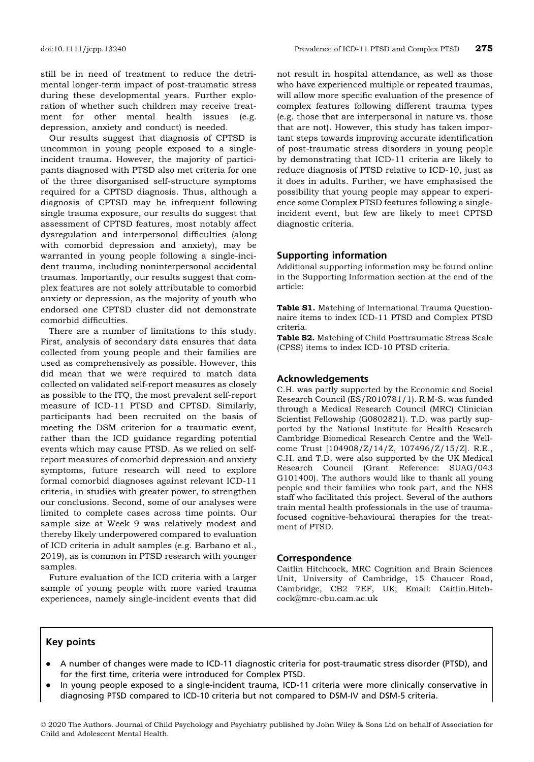still be in need of treatment to reduce the detrimental longer-term impact of post-traumatic stress during these developmental years. Further exploration of whether such children may receive treatment for other mental health issues (e.g. depression, anxiety and conduct) is needed.

Our results suggest that diagnosis of CPTSD is uncommon in young people exposed to a single-incident trauma. However, the majority of participants diagnosed with PTSD also met criteria for one of the three disorganised self-structure symptoms required for a CPTSD diagnosis. Thus, although a diagnosis of CPTSD may be infrequent following single trauma exposure, our results do suggest that assessment of CPTSD features, most notably affect dysregulation and interpersonal difficulties (along with comorbid depression and anxiety), may be warranted in young people following a single-incident trauma, including noninterpersonal accidental traumas. Importantly, our results suggest that complex features are not solely attributable to comorbid anxiety or depression, as the majority of youth who endorsed one CPTSD cluster did not demonstrate comorbid difficulties.

There are a number of limitations to this study. First, analysis of secondary data ensures that data collected from young people and their families are used as comprehensively as possible. However, this did mean that we were required to match data collected on validated self-report measures as closely as possible to the ITQ, the most prevalent self-report measure of ICD-11 PTSD and CPTSD. Similarly, participants had been recruited on the basis of meeting the DSM criterion for a traumatic event, rather than the ICD guidance regarding potential events which may cause PTSD. As we relied on self-report measures of comorbid depression and anxiety symptoms, future research will need to explore formal comorbid diagnoses against relevant ICD-11 criteria, in studies with greater power, to strengthen our conclusions. Second, some of our analyses were limited to complete cases across time points. Our sample size at Week 9 was relatively modest and thereby likely underpowered compared to evaluation of ICD criteria in adult samples (e.g. Barbano et al., 2019), as is common in PTSD research with younger samples.

Future evaluation of the ICD criteria with a larger sample of young people with more varied trauma experiences, namely single-incident events that did not result in hospital attendance, as well as those who have experienced multiple or repeated traumas, will allow more specific evaluation of the presence of complex features following different trauma types (e.g. those that are interpersonal in nature vs. those that are not). However, this study has taken important steps towards improving accurate identification of post-traumatic stress disorders in young people by demonstrating that ICD-11 criteria are likely to reduce diagnosis of PTSD relative to ICD-10, just as it does in adults. Further, we have emphasised the possibility that young people may appear to experience some Complex PTSD features following a single-incident event, but few are likely to meet CPTSD diagnostic criteria.

## Supporting information

Additional supporting information may be found online in the Supporting Information section at the end of the article:

**Table S1.** Matching of International Trauma Questionnaire items to index ICD-11 PTSD and Complex PTSD criteria.

**Table S2.** Matching of Child Posttraumatic Stress Scale (CPSS) items to index ICD-10 PTSD criteria.

## Acknowledgements

C.H. was partly supported by the Economic and Social Research Council (ES/R010781/1). R.M-S. was funded through a Medical Research Council (MRC) Clinician Scientist Fellowship (G0802821). T.D. was partly supported by the National Institute for Health Research Cambridge Biomedical Research Centre and the Wellcome Trust [104908/Z/14/Z, 107496/Z/15/Z]. R.E., C.H. and T.D. were also supported by the UK Medical Research Council (Grant Reference: SUAG/043 G101400). The authors would like to thank all young people and their families who took part, and the NHS staff who facilitated this project. Several of the authors train mental health professionals in the use of trauma-focused cognitive-behavioural therapies for the treatment of PTSD.

## Correspondence

Caitlin Hitchcock, MRC Cognition and Brain Sciences Unit, University of Cambridge, 15 Chaucer Road, Cambridge, CB2 7EF, UK; Email: Caitlin.Hitchcock@mrc-cbu.cam.ac.uk

## Key points

- A number of changes were made to ICD-11 diagnostic criteria for post-traumatic stress disorder (PTSD), and for the first time, criteria were introduced for Complex PTSD.
- In young people exposed to a single-incident trauma, ICD-11 criteria were more clinically conservative in diagnosing PTSD compared to ICD-10 criteria but not compared to DSM-IV and DSM-5 criteria.

© 2020 The Authors. Journal of Child Psychology and Psychiatry published by John Wiley & Sons Ltd on behalf of Association for Child and Adolescent Mental Health.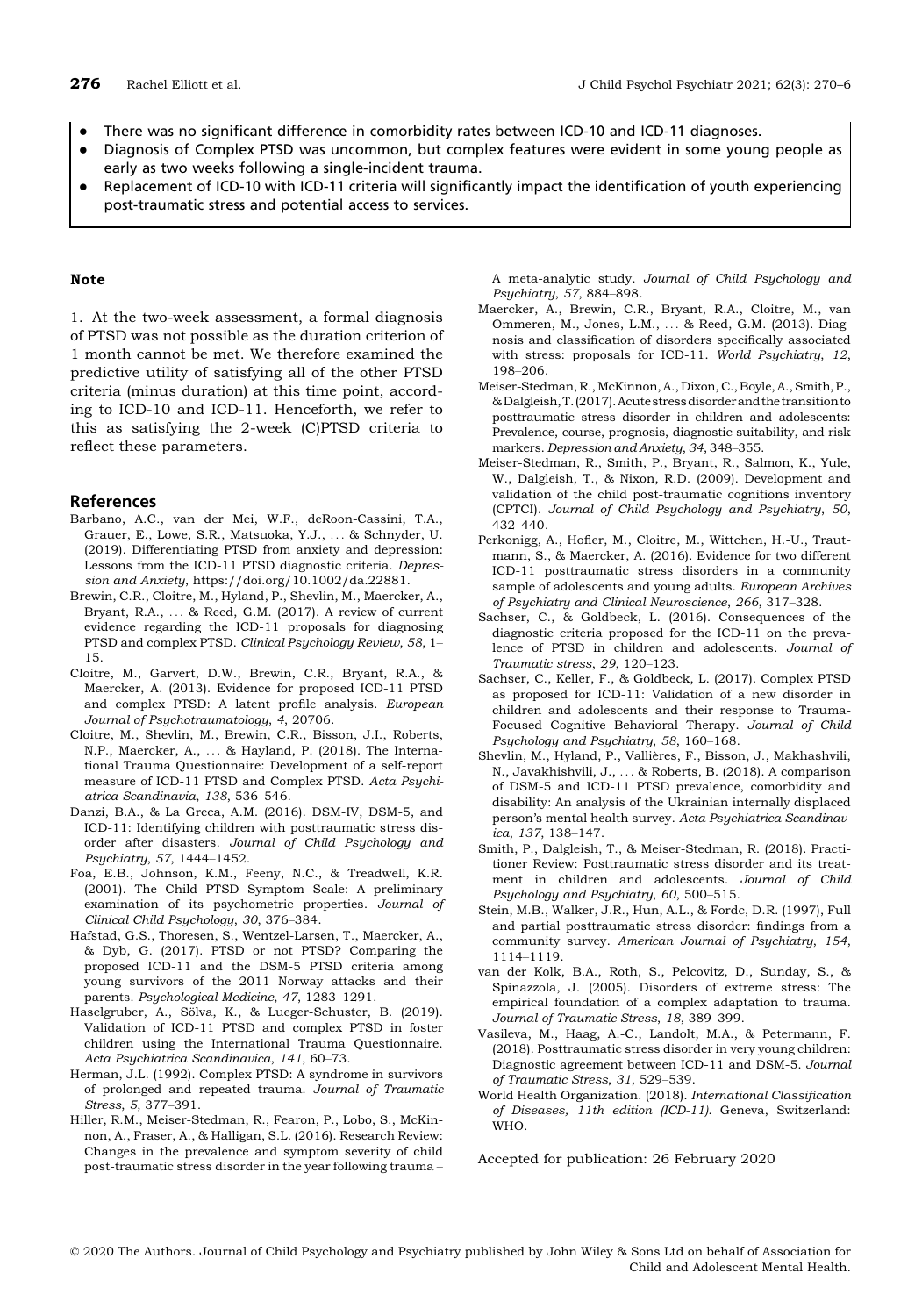- There was no significant difference in comorbidity rates between ICD-10 and ICD-11 diagnoses.
- Diagnosis of Complex PTSD was uncommon, but complex features were evident in some young people as early as two weeks following a single-incident trauma.
- Replacement of ICD-10 with ICD-11 criteria will significantly impact the identification of youth experiencing post-traumatic stress and potential access to services.

#### Note

1. At the two-week assessment, a formal diagnosis of PTSD was not possible as the duration criterion of 1 month cannot be met. We therefore examined the predictive utility of satisfying all of the other PTSD criteria (minus duration) at this time point, according to ICD-10 and ICD-11. Henceforth, we refer to this as satisfying the 2-week (C)PTSD criteria to reflect these parameters.

## References

Barbano, A.C., van der Mei, W.F., deRoon-Cassini, T.A., Grauer, E., Lowe, S.R., Matsuoka, Y.J., … & Schnyder, U. (2019). Differentiating PTSD from anxiety and depression: Lessons from the ICD-11 PTSD diagnostic criteria. *Depression and Anxiety*, https://doi.org/10.1002/da.22881.

Brewin, C.R., Cloitre, M., Hyland, P., Shevlin, M., Maercker, A., Bryant, R.A., … & Reed, G.M. (2017). A review of current evidence regarding the ICD-11 proposals for diagnosing PTSD and complex PTSD. *Clinical Psychology Review*, *58*, 1–15.

Cloitre, M., Garvert, D.W., Brewin, C.R., Bryant, R.A., & Maercker, A. (2013). Evidence for proposed ICD-11 PTSD and complex PTSD: A latent profile analysis. *European Journal of Psychotraumatology*, *4*, 20706.

Cloitre, M., Shevlin, M., Brewin, C.R., Bisson, J.I., Roberts, N.P., Maercker, A., … & Hayland, P. (2018). The International Trauma Questionnaire: Development of a self-report measure of ICD-11 PTSD and Complex PTSD. *Acta Psychiatrica Scandinavia*, *138*, 536–546.

Danzi, B.A., & La Greca, A.M. (2016). DSM-IV, DSM-5, and ICD-11: Identifying children with posttraumatic stress disorder after disasters. *Journal of Child Psychology and Psychiatry*, *57*, 1444–1452.

Foa, E.B., Johnson, K.M., Feeny, N.C., & Treadwell, K.R. (2001). The Child PTSD Symptom Scale: A preliminary examination of its psychometric properties. *Journal of Clinical Child Psychology*, *30*, 376–384.

Hafstad, G.S., Thoresen, S., Wentzel-Larsen, T., Maercker, A., & Dyb, G. (2017). PTSD or not PTSD? Comparing the proposed ICD-11 and the DSM-5 PTSD criteria among young survivors of the 2011 Norway attacks and their parents. *Psychological Medicine*, *47*, 1283–1291.

Haselgruber, A., Sölva, K., & Lueger-Schuster, B. (2019). Validation of ICD-11 PTSD and complex PTSD in foster children using the International Trauma Questionnaire. *Acta Psychiatrica Scandinavica*, *141*, 60–73.

Herman, J.L. (1992). Complex PTSD: A syndrome in survivors of prolonged and repeated trauma. *Journal of Traumatic Stress*, *5*, 377–391.

Hiller, R.M., Meiser-Stedman, R., Fearon, P., Lobo, S., McKinnon, A., Fraser, A., & Halligan, S.L. (2016). Research Review: Changes in the prevalence and symptom severity of child post-traumatic stress disorder in the year following trauma – A meta-analytic study. *Journal of Child Psychology and Psychiatry*, *57*, 884–898.

Maercker, A., Brewin, C.R., Bryant, R.A., Cloitre, M., van Ommeren, M., Jones, L.M., … & Reed, G.M. (2013). Diagnosis and classification of disorders specifically associated with stress: proposals for ICD-11. *World Psychiatry*, *12*, 198–206.

Meiser-Stedman, R., McKinnon, A., Dixon, C., Boyle, A., Smith, P., & Dalgleish, T. (2017). Acute stress disorder and the transition to posttraumatic stress disorder in children and adolescents: Prevalence, course, prognosis, diagnostic suitability, and risk markers. *Depression and Anxiety*, *34*, 348–355.

Meiser-Stedman, R., Smith, P., Bryant, R., Salmon, K., Yule, W., Dalgleish, T., & Nixon, R.D. (2009). Development and validation of the child post-traumatic cognitions inventory (CPTCI). *Journal of Child Psychology and Psychiatry*, *50*, 432–440.

Perkonigg, A., Hofler, M., Cloitre, M., Wittchen, H.-U., Trautmann, S., & Maercker, A. (2016). Evidence for two different ICD-11 posttraumatic stress disorders in a community sample of adolescents and young adults. *European Archives of Psychiatry and Clinical Neuroscience*, *266*, 317–328.

Sachser, C., & Goldbeck, L. (2016). Consequences of the diagnostic criteria proposed for the ICD-11 on the prevalence of PTSD in children and adolescents. *Journal of Traumatic stress*, *29*, 120–123.

Sachser, C., Keller, F., & Goldbeck, L. (2017). Complex PTSD as proposed for ICD-11: Validation of a new disorder in children and adolescents and their response to Trauma-Focused Cognitive Behavioral Therapy. *Journal of Child Psychology and Psychiatry*, *58*, 160–168.

Shevlin, M., Hyland, P., Vallières, F., Bisson, J., Makhashvili, N., Javakhishvili, J., … & Roberts, B. (2018). A comparison of DSM-5 and ICD-11 PTSD prevalence, comorbidity and disability: An analysis of the Ukrainian internally displaced person's mental health survey. *Acta Psychiatrica Scandinavica*, *137*, 138–147.

Smith, P., Dalgleish, T., & Meiser-Stedman, R. (2018). Practitioner Review: Posttraumatic stress disorder and its treatment in children and adolescents. *Journal of Child Psychology and Psychiatry*, *60*, 500–515.

Stein, M.B., Walker, J.R., Hun, A.L., & Fordc, D.R. (1997), Full and partial posttraumatic stress disorder: findings from a community survey. *American Journal of Psychiatry*, *154*, 1114–1119.

van der Kolk, B.A., Roth, S., Pelcovitz, D., Sunday, S., & Spinazzola, J. (2005). Disorders of extreme stress: The empirical foundation of a complex adaptation to trauma. *Journal of Traumatic Stress*, *18*, 389–399.

Vasileva, M., Haag, A.-C., Landolt, M.A., & Petermann, F. (2018). Posttraumatic stress disorder in very young children: Diagnostic agreement between ICD-11 and DSM-5. *Journal of Traumatic Stress*, *31*, 529–539.

World Health Organization. (2018). *International Classification of Diseases, 11th edition (ICD-11)*. Geneva, Switzerland: WHO.

Accepted for publication: 26 February 2020

© 2020 The Authors. Journal of Child Psychology and Psychiatry published by John Wiley & Sons Ltd on behalf of Association for Child and Adolescent Mental Health.